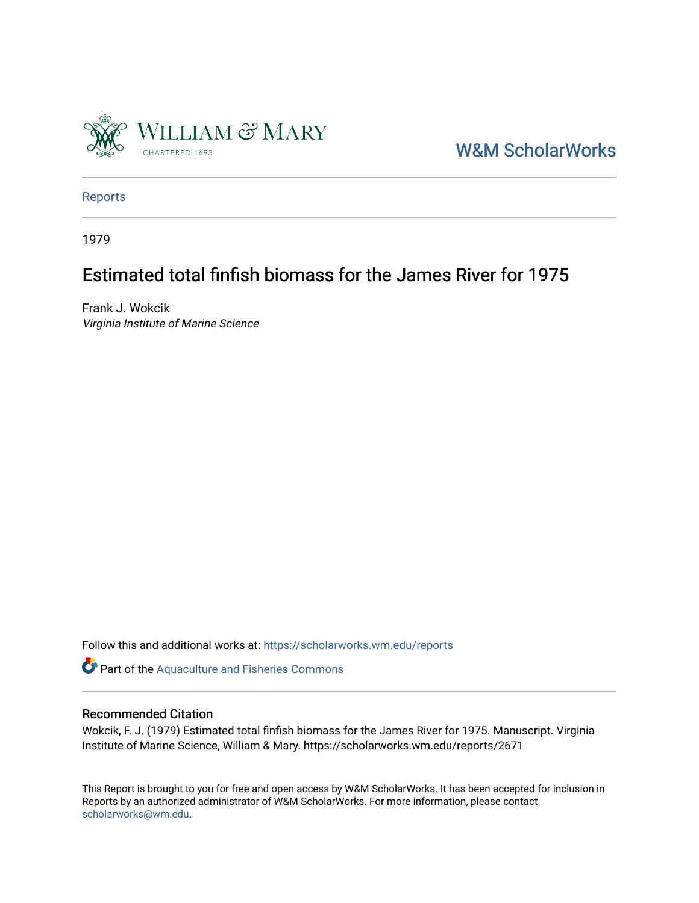W&M ScholarWorks

Reports

1979

# Estimated total finfish biomass for the James River for 1975

Frank J. Wokcik

*Virginia Institute of Marine Science*

Follow this and additional works at: https://scholarworks.wm.edu/reports

Part of the Aquaculture and Fisheries Commons

## Recommended Citation

Wokcik, F. J. (1979) Estimated total finfish biomass for the James River for 1975. Manuscript. Virginia Institute of Marine Science, William & Mary. https://scholarworks.wm.edu/reports/2671

This Report is brought to you for free and open access by W&M ScholarWorks. It has been accepted for inclusion in Reports by an authorized administrator of W&M ScholarWorks. For more information, please contact scholarworks@wm.edu.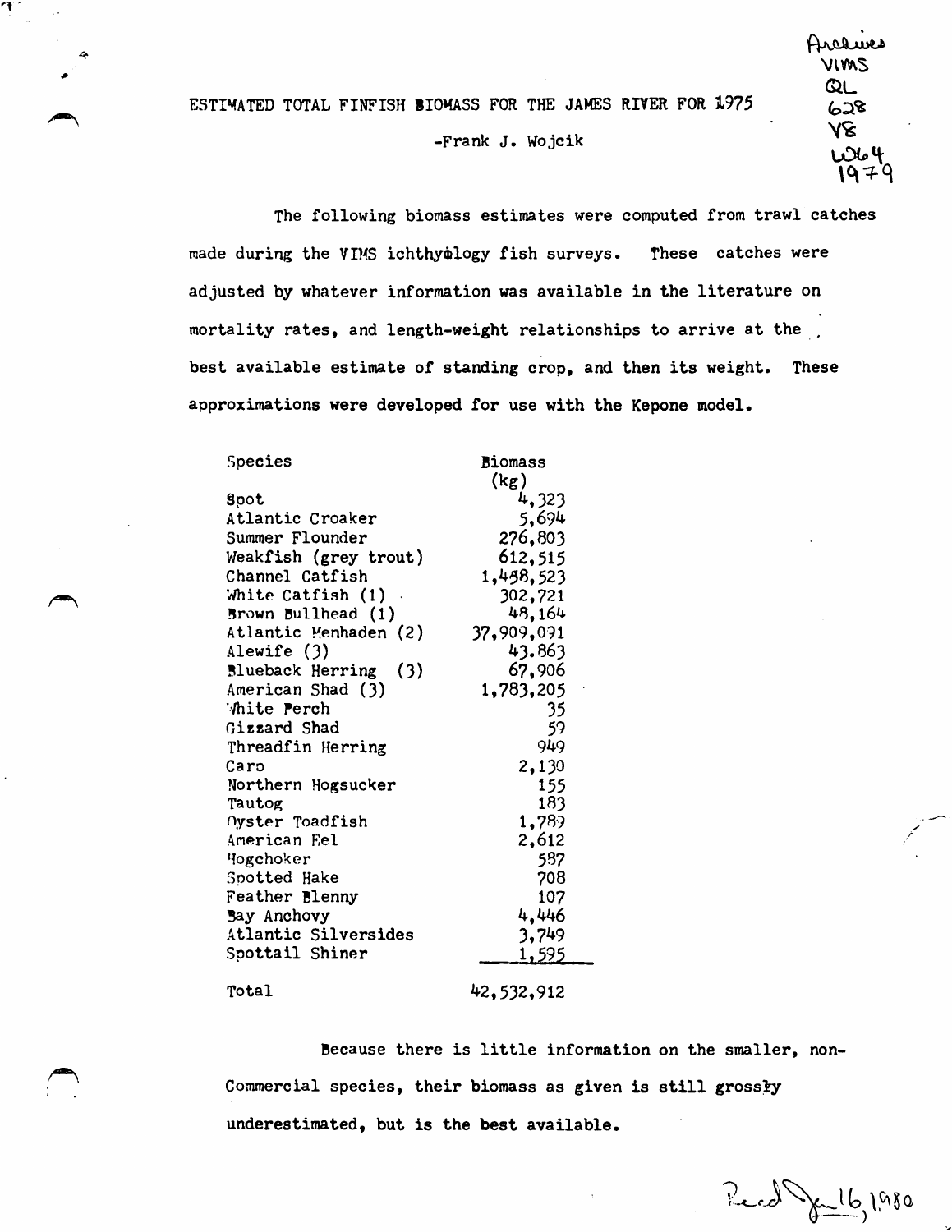Archives VIMS QL 628 V8 W64 1979

# ESTIMATED TOTAL FINFISH BIOMASS FOR THE JAMES RIVER FOR 1975

-Frank J. Wojcik

The following biomass estimates were computed from trawl catches made during the VIMS ichthyology fish surveys. These catches were adjusted by whatever information was available in the literature on mortality rates, and length-weight relationships to arrive at the best available estimate of standing crop, and then its weight. These approximations were developed for use with the Kepone model.

| Species | Biomass (kg) |
|---|---|
| Spot | 4,323 |
| Atlantic Croaker | 5,694 |
| Summer Flounder | 276,803 |
| Weakfish (grey trout) | 612,515 |
| Channel Catfish | 1,458,523 |
| White Catfish (1) | 302,721 |
| Brown Bullhead (1) | 48,164 |
| Atlantic Menhaden (2) | 37,909,091 |
| Alewife (3) | 43.863 |
| Blueback Herring (3) | 67,906 |
| American Shad (3) | 1,783,205 |
| White Perch | 35 |
| Gizzard Shad | 59 |
| Threadfin Herring | 949 |
| Carp | 2,130 |
| Northern Hogsucker | 155 |
| Tautog | 183 |
| Oyster Toadfish | 1,789 |
| American Eel | 2,612 |
| Hogchoker | 587 |
| Spotted Hake | 708 |
| Feather Blenny | 107 |
| Bay Anchovy | 4,446 |
| Atlantic Silversides | 3,749 |
| Spottail Shiner | 1,595 |
| Total | 42,532,912 |

Because there is little information on the smaller, non-Commercial species, their biomass as given is still grossly underestimated, but is the best available.

Rec'd Jan 16, 1980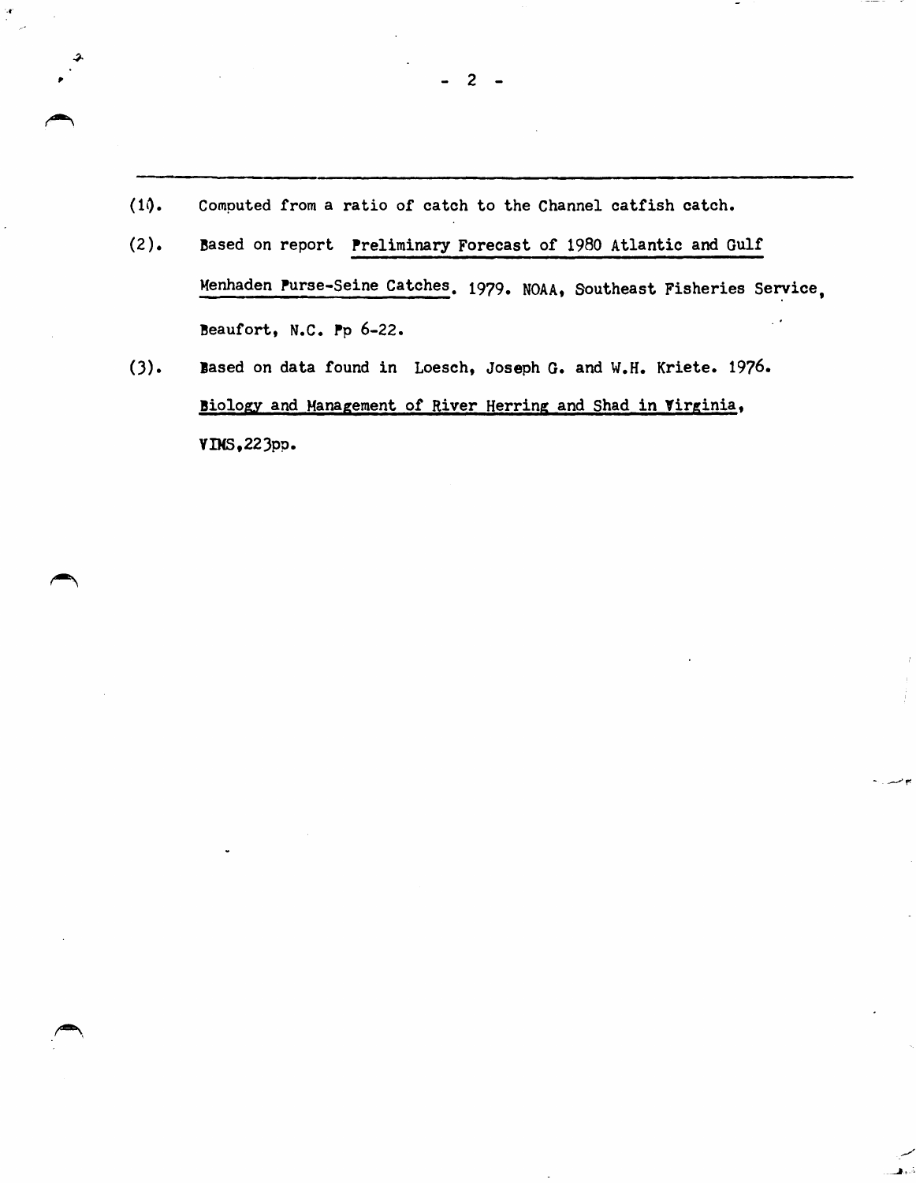(1). Computed from a ratio of catch to the Channel catfish catch.

(2). Based on report Preliminary Forecast of 1980 Atlantic and Gulf Menhaden Purse-Seine Catches. 1979. NOAA, Southeast Fisheries Service, Beaufort, N.C. Pp 6-22.

(3). Based on data found in Loesch, Joseph G. and W.H. Kriete. 1976. Biology and Management of River Herring and Shad in Virginia, VIMS, 223pp.